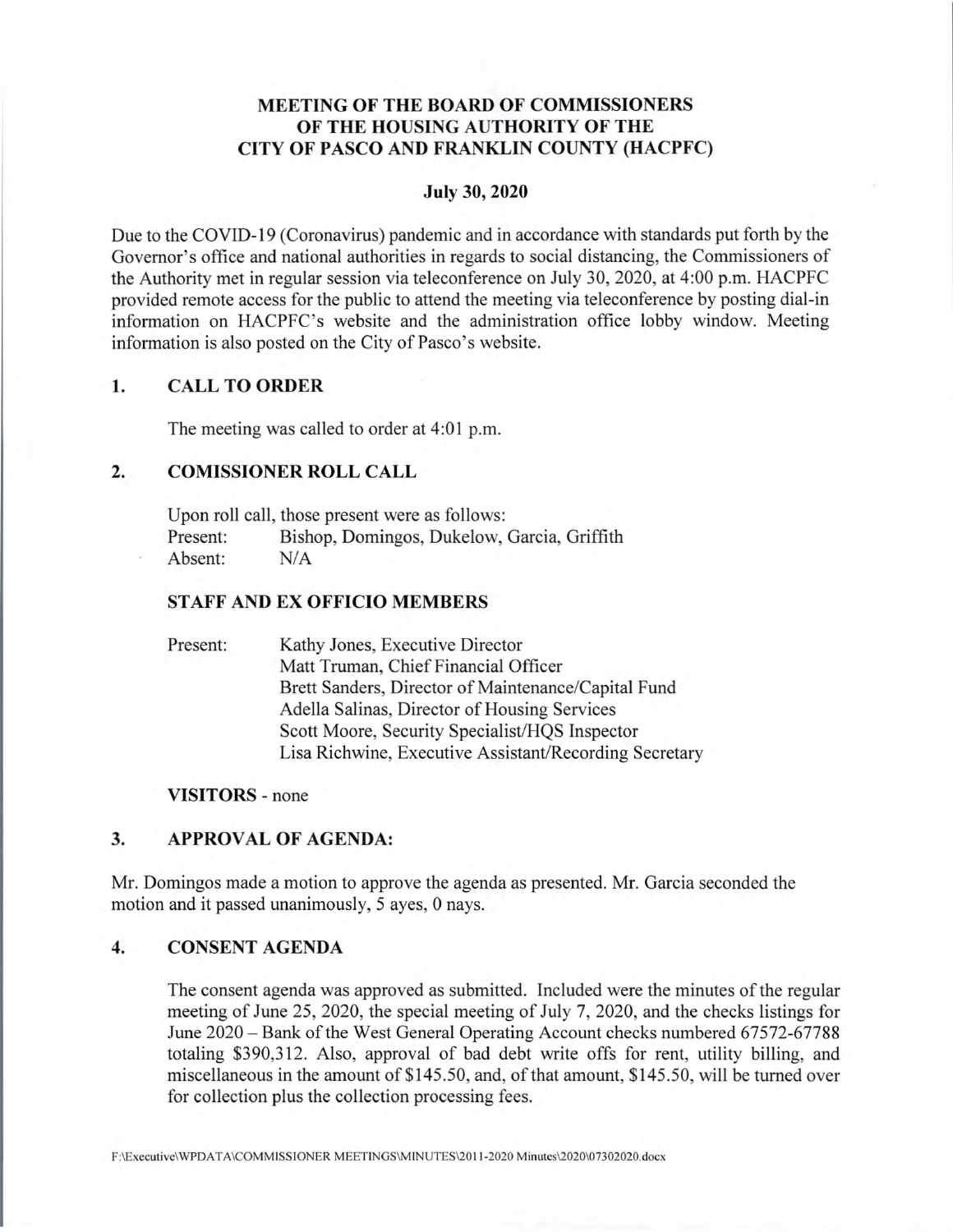# MEETING OF THE BOARD OF COMMISSIONERS OF THE HOUSING AUTHORITY OF THE CITY OF PASCO AND FRANKLIN COUNTY (HACPFC)

## July 30, 2020

Due to the COVID-19 (Coronavirus) pandemic and in accordance with standards put forth by the Governor's office and national authorities in regards to social distancing, the Commissioners of the Authority met in regular session via teleconference on July 30, 2020, at 4:00 p.m. HACPFC provided remote access for the public to attend the meeting via teleconference by posting dial-in information on HACPFC's website and the administration office lobby window. Meeting information is also posted on the City of Pasco's website.

## 1. CALL TO ORDER

The meeting was called to order at 4:01 p.m.

## 2. COMISSIONER ROLL CALL

Upon roll call, those present were as follows:
Present: Bishop, Domingos, Dukelow, Garcia, Griffith
Absent: N/A

### STAFF AND EX OFFICIO MEMBERS

Present: Kathy Jones, Executive Director
Matt Truman, Chief Financial Officer
Brett Sanders, Director of Maintenance/Capital Fund
Adella Salinas, Director of Housing Services
Scott Moore, Security Specialist/HQS Inspector
Lisa Richwine, Executive Assistant/Recording Secretary

**VISITORS** - none

## 3. APPROVAL OF AGENDA:

Mr. Domingos made a motion to approve the agenda as presented. Mr. Garcia seconded the motion and it passed unanimously, 5 ayes, 0 nays.

## 4. CONSENT AGENDA

The consent agenda was approved as submitted. Included were the minutes of the regular meeting of June 25, 2020, the special meeting of July 7, 2020, and the checks listings for June 2020 – Bank of the West General Operating Account checks numbered 67572-67788 totaling $390,312. Also, approval of bad debt write offs for rent, utility billing, and miscellaneous in the amount of $145.50, and, of that amount, $145.50, will be turned over for collection plus the collection processing fees.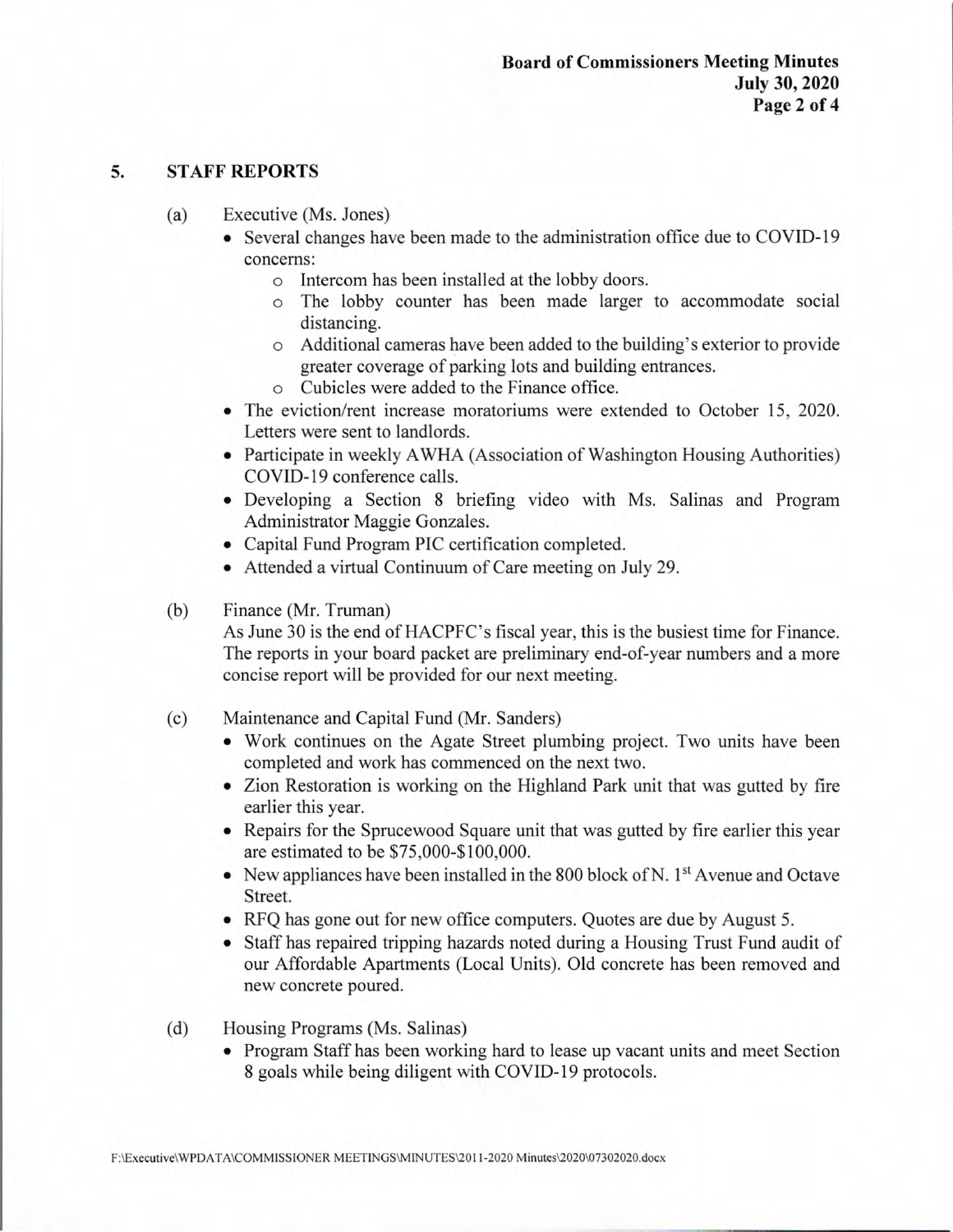## 5. STAFF REPORTS

(a) Executive (Ms. Jones)

- Several changes have been made to the administration office due to COVID-19 concerns:
  - Intercom has been installed at the lobby doors.
  - The lobby counter has been made larger to accommodate social distancing.
  - Additional cameras have been added to the building's exterior to provide greater coverage of parking lots and building entrances.
  - Cubicles were added to the Finance office.
- The eviction/rent increase moratoriums were extended to October 15, 2020. Letters were sent to landlords.
- Participate in weekly AWHA (Association of Washington Housing Authorities) COVID-19 conference calls.
- Developing a Section 8 briefing video with Ms. Salinas and Program Administrator Maggie Gonzales.
- Capital Fund Program PIC certification completed.
- Attended a virtual Continuum of Care meeting on July 29.

(b) Finance (Mr. Truman)

As June 30 is the end of HACPFC's fiscal year, this is the busiest time for Finance. The reports in your board packet are preliminary end-of-year numbers and a more concise report will be provided for our next meeting.

(c) Maintenance and Capital Fund (Mr. Sanders)

- Work continues on the Agate Street plumbing project. Two units have been completed and work has commenced on the next two.
- Zion Restoration is working on the Highland Park unit that was gutted by fire earlier this year.
- Repairs for the Sprucewood Square unit that was gutted by fire earlier this year are estimated to be $75,000-$100,000.
- New appliances have been installed in the 800 block of N. 1st Avenue and Octave Street.
- RFQ has gone out for new office computers. Quotes are due by August 5.
- Staff has repaired tripping hazards noted during a Housing Trust Fund audit of our Affordable Apartments (Local Units). Old concrete has been removed and new concrete poured.

(d) Housing Programs (Ms. Salinas)

- Program Staff has been working hard to lease up vacant units and meet Section 8 goals while being diligent with COVID-19 protocols.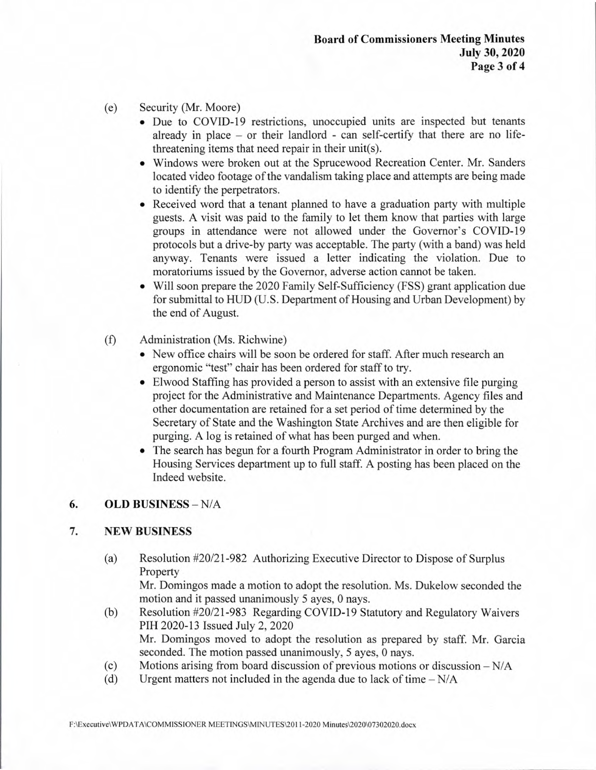(e) Security (Mr. Moore)

- Due to COVID-19 restrictions, unoccupied units are inspected but tenants already in place – or their landlord - can self-certify that there are no life-threatening items that need repair in their unit(s).
- Windows were broken out at the Sprucewood Recreation Center. Mr. Sanders located video footage of the vandalism taking place and attempts are being made to identify the perpetrators.
- Received word that a tenant planned to have a graduation party with multiple guests. A visit was paid to the family to let them know that parties with large groups in attendance were not allowed under the Governor's COVID-19 protocols but a drive-by party was acceptable. The party (with a band) was held anyway. Tenants were issued a letter indicating the violation. Due to moratoriums issued by the Governor, adverse action cannot be taken.
- Will soon prepare the 2020 Family Self-Sufficiency (FSS) grant application due for submittal to HUD (U.S. Department of Housing and Urban Development) by the end of August.

(f) Administration (Ms. Richwine)

- New office chairs will be soon be ordered for staff. After much research an ergonomic "test" chair has been ordered for staff to try.
- Elwood Staffing has provided a person to assist with an extensive file purging project for the Administrative and Maintenance Departments. Agency files and other documentation are retained for a set period of time determined by the Secretary of State and the Washington State Archives and are then eligible for purging. A log is retained of what has been purged and when.
- The search has begun for a fourth Program Administrator in order to bring the Housing Services department up to full staff. A posting has been placed on the Indeed website.

## 6. OLD BUSINESS – N/A

## 7. NEW BUSINESS

(a) Resolution #20/21-982 Authorizing Executive Director to Dispose of Surplus Property
Mr. Domingos made a motion to adopt the resolution. Ms. Dukelow seconded the motion and it passed unanimously 5 ayes, 0 nays.

(b) Resolution #20/21-983 Regarding COVID-19 Statutory and Regulatory Waivers PIH 2020-13 Issued July 2, 2020
Mr. Domingos moved to adopt the resolution as prepared by staff. Mr. Garcia seconded. The motion passed unanimously, 5 ayes, 0 nays.

(c) Motions arising from board discussion of previous motions or discussion – N/A

(d) Urgent matters not included in the agenda due to lack of time – N/A

F:\Executive\WPDATA\COMMISSIONER MEETINGS\MINUTES\2011-2020 Minutes\2020\07302020.docx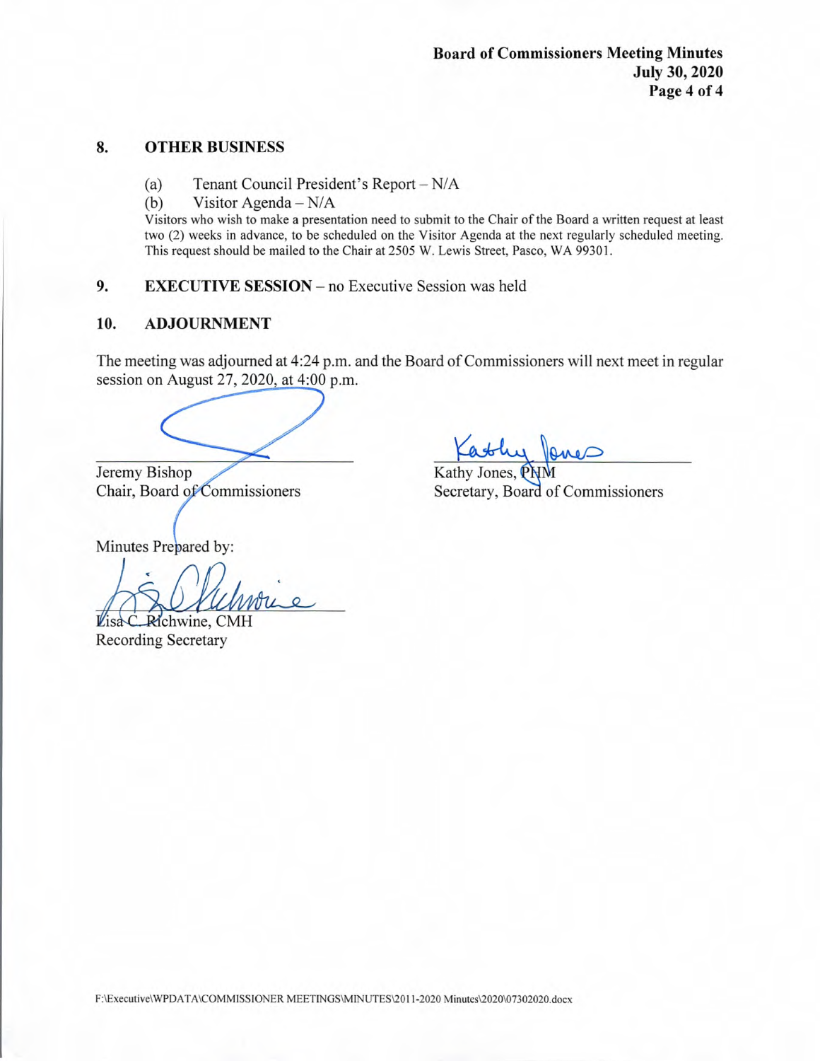## 8. OTHER BUSINESS

(a) Tenant Council President's Report – N/A

(b) Visitor Agenda – N/A

Visitors who wish to make a presentation need to submit to the Chair of the Board a written request at least two (2) weeks in advance, to be scheduled on the Visitor Agenda at the next regularly scheduled meeting. This request should be mailed to the Chair at 2505 W. Lewis Street, Pasco, WA 99301.

## 9. EXECUTIVE SESSION – no Executive Session was held

## 10. ADJOURNMENT

The meeting was adjourned at 4:24 p.m. and the Board of Commissioners will next meet in regular session on August 27, 2020, at 4:00 p.m.

Jeremy Bishop
Chair, Board of Commissioners

Kathy Jones, PHM
Secretary, Board of Commissioners

Minutes Prepared by:

Lisa C. Richwine, CMH
Recording Secretary

F:\Executive\WPDATA\COMMISSIONER MEETINGS\MINUTES\2011-2020 Minutes\2020\07302020.docx